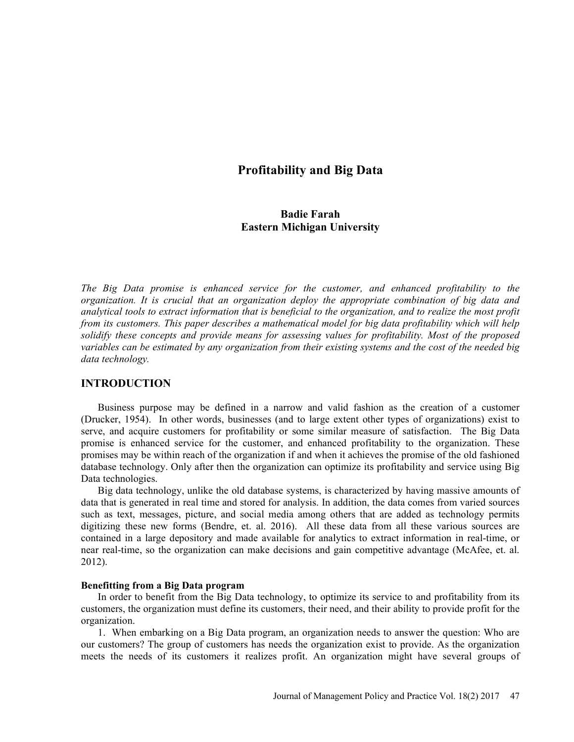# Profitability and Big Data

**Badie Farah**
**Eastern Michigan University**

*The Big Data promise is enhanced service for the customer, and enhanced profitability to the organization. It is crucial that an organization deploy the appropriate combination of big data and analytical tools to extract information that is beneficial to the organization, and to realize the most profit from its customers. This paper describes a mathematical model for big data profitability which will help solidify these concepts and provide means for assessing values for profitability. Most of the proposed variables can be estimated by any organization from their existing systems and the cost of the needed big data technology.*

## INTRODUCTION

Business purpose may be defined in a narrow and valid fashion as the creation of a customer (Drucker, 1954). In other words, businesses (and to large extent other types of organizations) exist to serve, and acquire customers for profitability or some similar measure of satisfaction. The Big Data promise is enhanced service for the customer, and enhanced profitability to the organization. These promises may be within reach of the organization if and when it achieves the promise of the old fashioned database technology. Only after then the organization can optimize its profitability and service using Big Data technologies.

Big data technology, unlike the old database systems, is characterized by having massive amounts of data that is generated in real time and stored for analysis. In addition, the data comes from varied sources such as text, messages, picture, and social media among others that are added as technology permits digitizing these new forms (Bendre, et. al. 2016). All these data from all these various sources are contained in a large depository and made available for analytics to extract information in real-time, or near real-time, so the organization can make decisions and gain competitive advantage (McAfee, et. al. 2012).

### Benefitting from a Big Data program

In order to benefit from the Big Data technology, to optimize its service to and profitability from its customers, the organization must define its customers, their need, and their ability to provide profit for the organization.

1. When embarking on a Big Data program, an organization needs to answer the question: Who are our customers? The group of customers has needs the organization exist to provide. As the organization meets the needs of its customers it realizes profit. An organization might have several groups of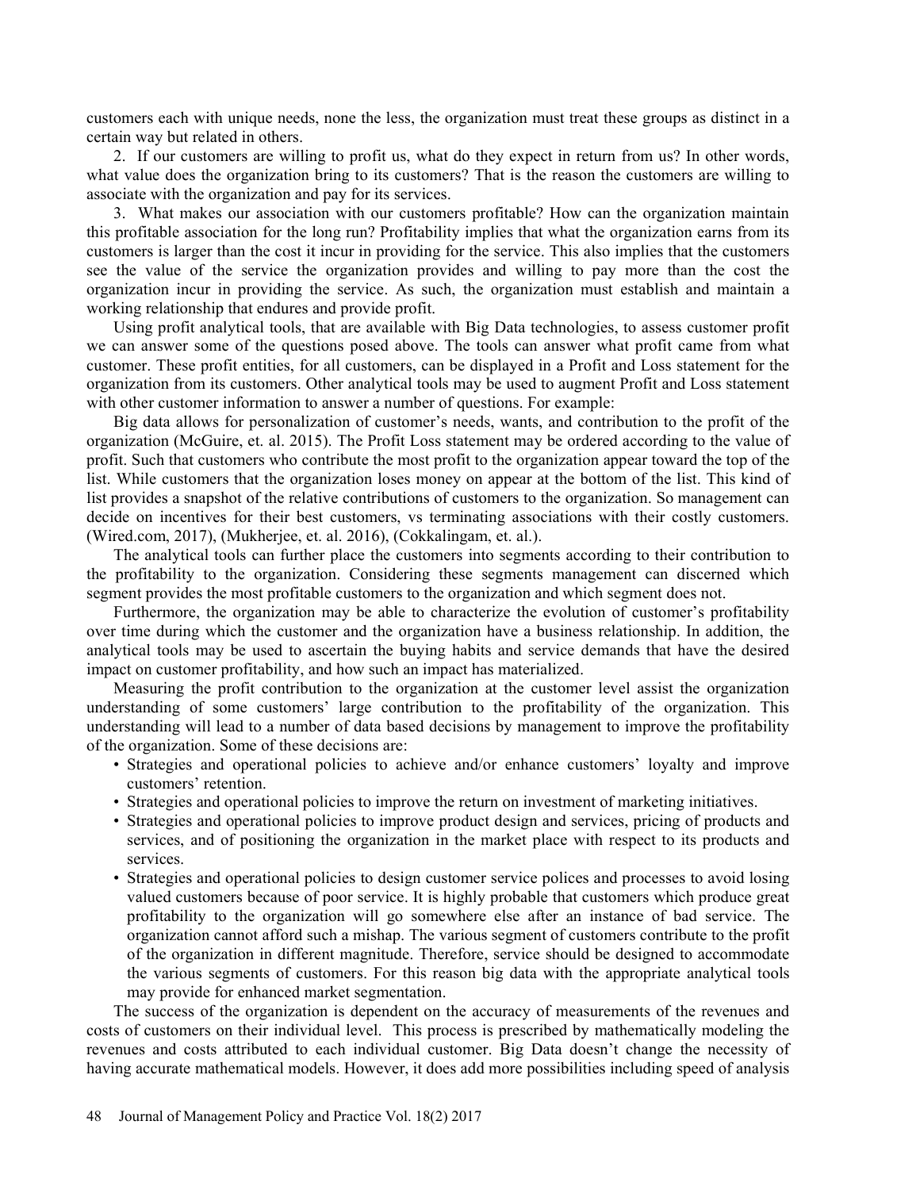customers each with unique needs, none the less, the organization must treat these groups as distinct in a certain way but related in others.

2. If our customers are willing to profit us, what do they expect in return from us? In other words, what value does the organization bring to its customers? That is the reason the customers are willing to associate with the organization and pay for its services.

3. What makes our association with our customers profitable? How can the organization maintain this profitable association for the long run? Profitability implies that what the organization earns from its customers is larger than the cost it incur in providing for the service. This also implies that the customers see the value of the service the organization provides and willing to pay more than the cost the organization incur in providing the service. As such, the organization must establish and maintain a working relationship that endures and provide profit.

Using profit analytical tools, that are available with Big Data technologies, to assess customer profit we can answer some of the questions posed above. The tools can answer what profit came from what customer. These profit entities, for all customers, can be displayed in a Profit and Loss statement for the organization from its customers. Other analytical tools may be used to augment Profit and Loss statement with other customer information to answer a number of questions. For example:

Big data allows for personalization of customer's needs, wants, and contribution to the profit of the organization (McGuire, et. al. 2015). The Profit Loss statement may be ordered according to the value of profit. Such that customers who contribute the most profit to the organization appear toward the top of the list. While customers that the organization loses money on appear at the bottom of the list. This kind of list provides a snapshot of the relative contributions of customers to the organization. So management can decide on incentives for their best customers, vs terminating associations with their costly customers. (Wired.com, 2017), (Mukherjee, et. al. 2016), (Cokkalingam, et. al.).

The analytical tools can further place the customers into segments according to their contribution to the profitability to the organization. Considering these segments management can discerned which segment provides the most profitable customers to the organization and which segment does not.

Furthermore, the organization may be able to characterize the evolution of customer's profitability over time during which the customer and the organization have a business relationship. In addition, the analytical tools may be used to ascertain the buying habits and service demands that have the desired impact on customer profitability, and how such an impact has materialized.

Measuring the profit contribution to the organization at the customer level assist the organization understanding of some customers' large contribution to the profitability of the organization. This understanding will lead to a number of data based decisions by management to improve the profitability of the organization. Some of these decisions are:

- Strategies and operational policies to achieve and/or enhance customers' loyalty and improve customers' retention.
- Strategies and operational policies to improve the return on investment of marketing initiatives.
- Strategies and operational policies to improve product design and services, pricing of products and services, and of positioning the organization in the market place with respect to its products and services.
- Strategies and operational policies to design customer service polices and processes to avoid losing valued customers because of poor service. It is highly probable that customers which produce great profitability to the organization will go somewhere else after an instance of bad service. The organization cannot afford such a mishap. The various segment of customers contribute to the profit of the organization in different magnitude. Therefore, service should be designed to accommodate the various segments of customers. For this reason big data with the appropriate analytical tools may provide for enhanced market segmentation.

The success of the organization is dependent on the accuracy of measurements of the revenues and costs of customers on their individual level. This process is prescribed by mathematically modeling the revenues and costs attributed to each individual customer. Big Data doesn't change the necessity of having accurate mathematical models. However, it does add more possibilities including speed of analysis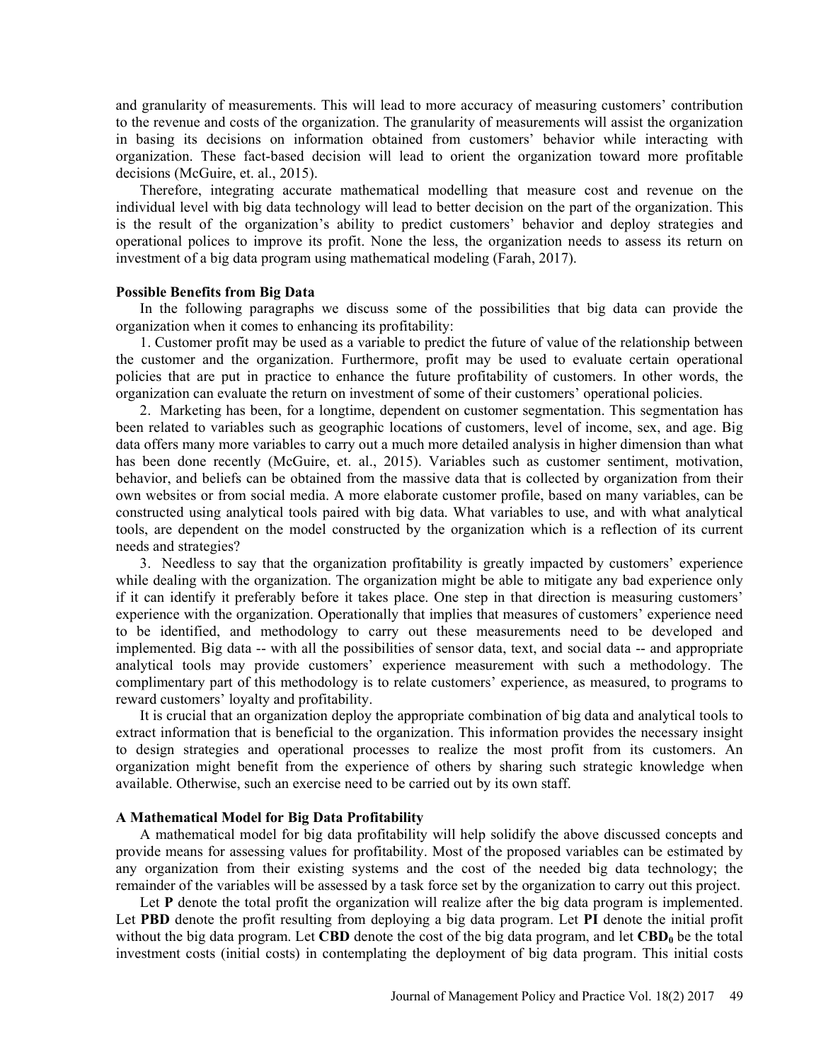and granularity of measurements. This will lead to more accuracy of measuring customers' contribution to the revenue and costs of the organization. The granularity of measurements will assist the organization in basing its decisions on information obtained from customers' behavior while interacting with organization. These fact-based decision will lead to orient the organization toward more profitable decisions (McGuire, et. al., 2015).

Therefore, integrating accurate mathematical modelling that measure cost and revenue on the individual level with big data technology will lead to better decision on the part of the organization. This is the result of the organization's ability to predict customers' behavior and deploy strategies and operational polices to improve its profit. None the less, the organization needs to assess its return on investment of a big data program using mathematical modeling (Farah, 2017).

**Possible Benefits from Big Data**

In the following paragraphs we discuss some of the possibilities that big data can provide the organization when it comes to enhancing its profitability:

1. Customer profit may be used as a variable to predict the future of value of the relationship between the customer and the organization. Furthermore, profit may be used to evaluate certain operational policies that are put in practice to enhance the future profitability of customers. In other words, the organization can evaluate the return on investment of some of their customers' operational policies.

2. Marketing has been, for a longtime, dependent on customer segmentation. This segmentation has been related to variables such as geographic locations of customers, level of income, sex, and age. Big data offers many more variables to carry out a much more detailed analysis in higher dimension than what has been done recently (McGuire, et. al., 2015). Variables such as customer sentiment, motivation, behavior, and beliefs can be obtained from the massive data that is collected by organization from their own websites or from social media. A more elaborate customer profile, based on many variables, can be constructed using analytical tools paired with big data. What variables to use, and with what analytical tools, are dependent on the model constructed by the organization which is a reflection of its current needs and strategies?

3. Needless to say that the organization profitability is greatly impacted by customers' experience while dealing with the organization. The organization might be able to mitigate any bad experience only if it can identify it preferably before it takes place. One step in that direction is measuring customers' experience with the organization. Operationally that implies that measures of customers' experience need to be identified, and methodology to carry out these measurements need to be developed and implemented. Big data -- with all the possibilities of sensor data, text, and social data -- and appropriate analytical tools may provide customers' experience measurement with such a methodology. The complimentary part of this methodology is to relate customers' experience, as measured, to programs to reward customers' loyalty and profitability.

It is crucial that an organization deploy the appropriate combination of big data and analytical tools to extract information that is beneficial to the organization. This information provides the necessary insight to design strategies and operational processes to realize the most profit from its customers. An organization might benefit from the experience of others by sharing such strategic knowledge when available. Otherwise, such an exercise need to be carried out by its own staff.

**A Mathematical Model for Big Data Profitability**

A mathematical model for big data profitability will help solidify the above discussed concepts and provide means for assessing values for profitability. Most of the proposed variables can be estimated by any organization from their existing systems and the cost of the needed big data technology; the remainder of the variables will be assessed by a task force set by the organization to carry out this project.

Let **P** denote the total profit the organization will realize after the big data program is implemented. Let **PBD** denote the profit resulting from deploying a big data program. Let **PI** denote the initial profit without the big data program. Let **CBD** denote the cost of the big data program, and let $\mathbf{CBD_0}$ be the total investment costs (initial costs) in contemplating the deployment of big data program. This initial costs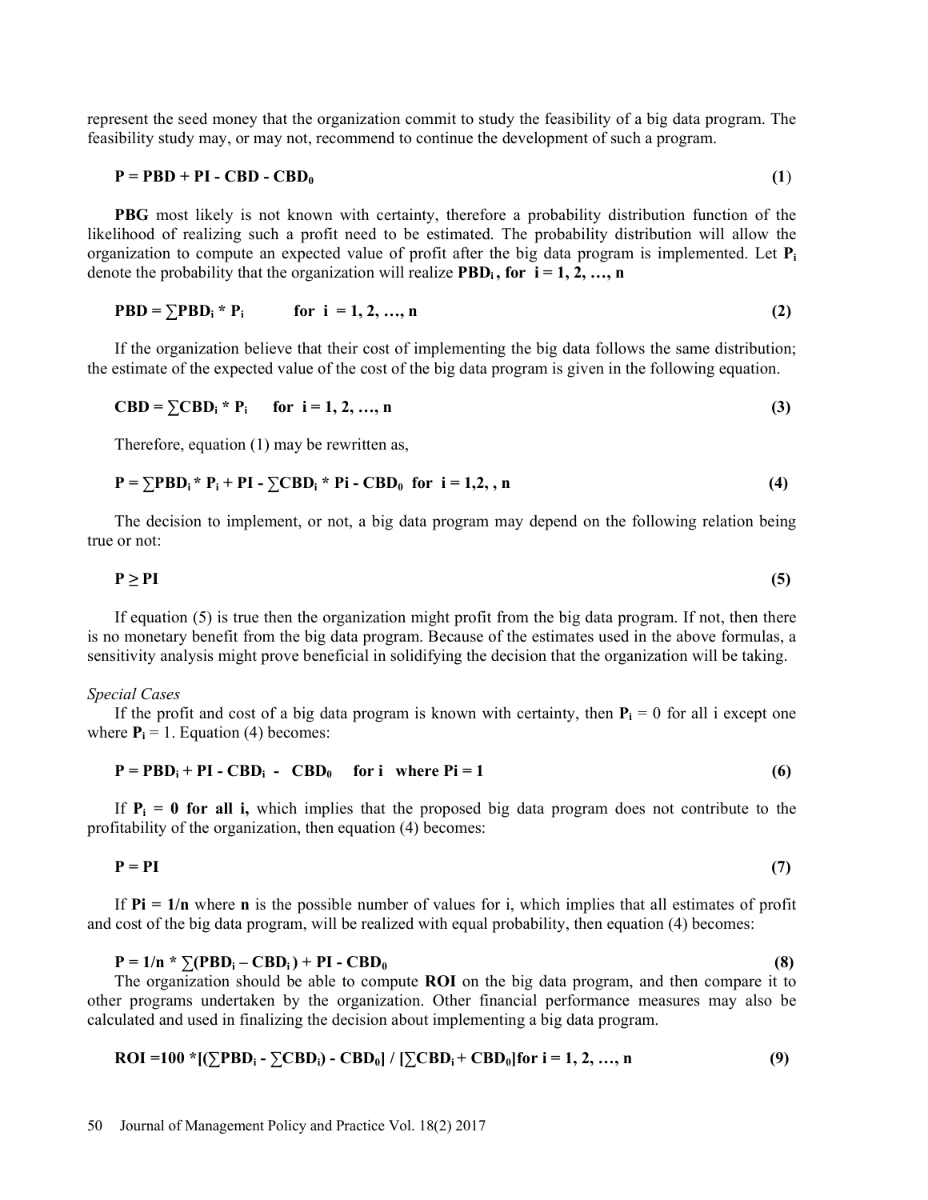represent the seed money that the organization commit to study the feasibility of a big data program. The feasibility study may, or may not, recommend to continue the development of such a program.

$$\mathbf{P = PBD + PI - CBD - CBD_0} \qquad (1)$$

**PBG** most likely is not known with certainty, therefore a probability distribution function of the likelihood of realizing such a profit need to be estimated. The probability distribution will allow the organization to compute an expected value of profit after the big data program is implemented. Let $\mathbf{P_i}$ denote the probability that the organization will realize $\mathbf{PBD_i}$**, for** $\mathbf{i = 1, 2, \ldots, n}$

$$\mathbf{PBD = \sum PBD_i * P_i \quad \text{for } i = 1, 2, \ldots, n} \qquad (2)$$

If the organization believe that their cost of implementing the big data follows the same distribution; the estimate of the expected value of the cost of the big data program is given in the following equation.

$$\mathbf{CBD = \sum CBD_i * P_i \quad \text{for } i = 1, 2, \ldots, n} \qquad (3)$$

Therefore, equation (1) may be rewritten as,

$$\mathbf{P = \sum PBD_i * P_i + PI - \sum CBD_i * Pi - CBD_0 \quad \text{for } i = 1,2, , n} \qquad (4)$$

The decision to implement, or not, a big data program may depend on the following relation being true or not:

$$\mathbf{P \geq PI} \qquad (5)$$

If equation (5) is true then the organization might profit from the big data program. If not, then there is no monetary benefit from the big data program. Because of the estimates used in the above formulas, a sensitivity analysis might prove beneficial in solidifying the decision that the organization will be taking.

*Special Cases*

If the profit and cost of a big data program is known with certainty, then $\mathbf{P_i} = 0$ for all i except one where $\mathbf{P_i} = 1$. Equation (4) becomes:

$$\mathbf{P = PBD_i + PI - CBD_i - CBD_0 \quad \text{for } i \text{ where } Pi = 1} \qquad (6)$$

If $\mathbf{P_i = 0}$ **for all i,** which implies that the proposed big data program does not contribute to the profitability of the organization, then equation (4) becomes:

$$\mathbf{P = PI} \qquad (7)$$

If $\mathbf{Pi = 1/n}$ where **n** is the possible number of values for i, which implies that all estimates of profit and cost of the big data program, will be realized with equal probability, then equation (4) becomes:

$$\mathbf{P = 1/n * \sum (PBD_i - CBD_i) + PI - CBD_0} \qquad (8)$$

The organization should be able to compute **ROI** on the big data program, and then compare it to other programs undertaken by the organization. Other financial performance measures may also be calculated and used in finalizing the decision about implementing a big data program.

$$\mathbf{ROI = 100 * [(\sum PBD_i - \sum CBD_i) - CBD_0] / [\sum CBD_i + CBD_0] \text{for } i = 1, 2, \ldots, n} \qquad (9)$$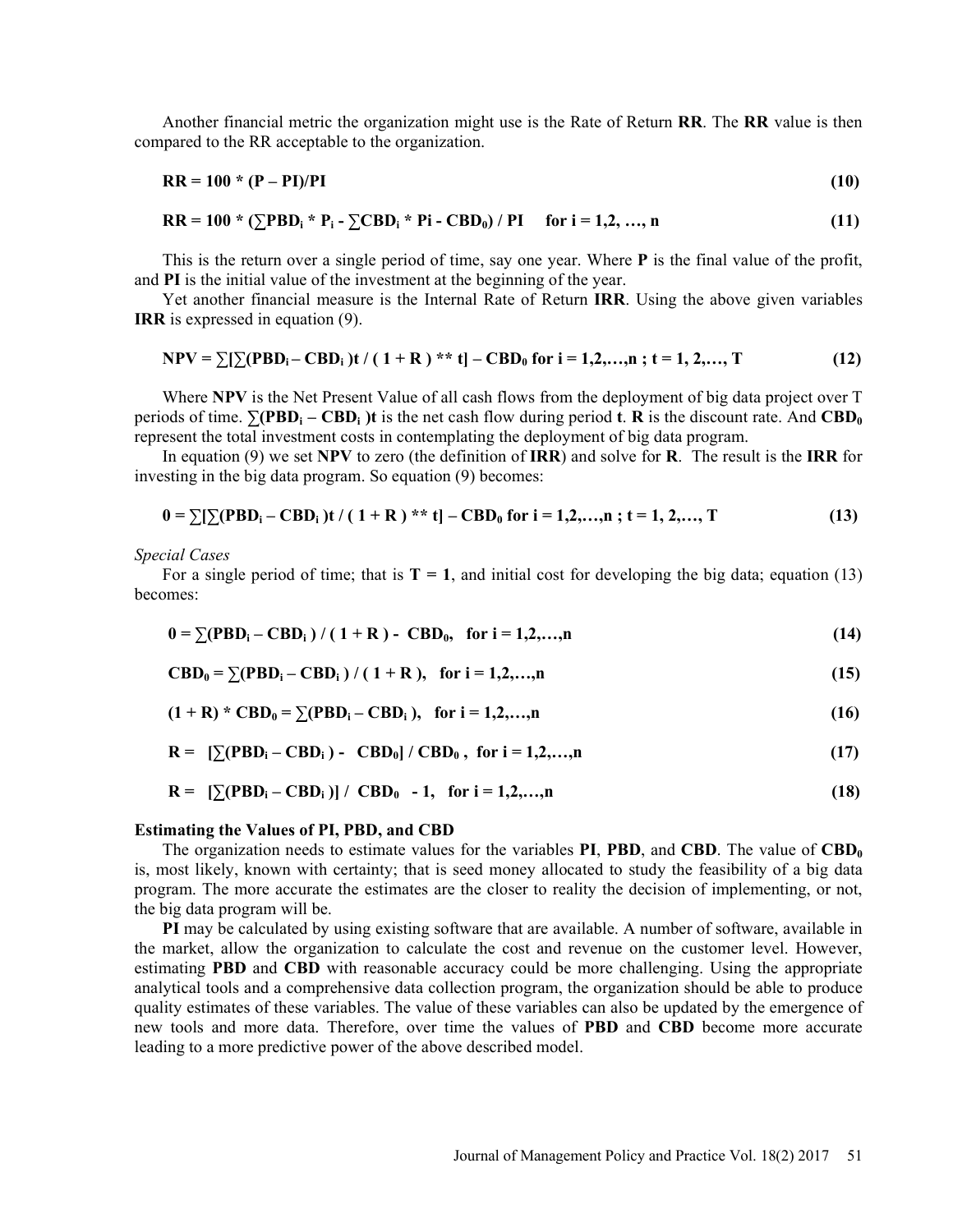Another financial metric the organization might use is the Rate of Return **RR**. The **RR** value is then compared to the RR acceptable to the organization.

$$\mathbf{RR = 100 * (P - PI)/PI} \tag{10}$$

$$\mathbf{RR = 100 * (\sum PBD_i * P_i - \sum CBD_i * Pi - CBD_0) / PI \quad for\ i = 1,2, \ldots, n} \tag{11}$$

This is the return over a single period of time, say one year. Where **P** is the final value of the profit, and **PI** is the initial value of the investment at the beginning of the year.

Yet another financial measure is the Internal Rate of Return **IRR**. Using the above given variables **IRR** is expressed in equation (9).

$$\mathbf{NPV = \sum[\sum(PBD_i - CBD_i)t / (1 + R) ** t] - CBD_0 \ for\ i = 1,2,\ldots,n\ ;\ t = 1, 2,\ldots, T} \tag{12}$$

Where **NPV** is the Net Present Value of all cash flows from the deployment of big data project over T periods of time. $\mathbf{\sum(PBD_i - CBD_i)t}$ is the net cash flow during period **t**. **R** is the discount rate. And $\mathbf{CBD_0}$ represent the total investment costs in contemplating the deployment of big data program.

In equation (9) we set **NPV** to zero (the definition of **IRR**) and solve for **R**. The result is the **IRR** for investing in the big data program. So equation (9) becomes:

$$\mathbf{0 = \sum[\sum(PBD_i - CBD_i)t / (1 + R) ** t] - CBD_0 \ for\ i = 1,2,\ldots,n\ ;\ t = 1, 2,\ldots, T} \tag{13}$$

*Special Cases*

For a single period of time; that is **T = 1**, and initial cost for developing the big data; equation (13) becomes:

$$\mathbf{0 = \sum(PBD_i - CBD_i) / (1 + R) - CBD_0, \quad for\ i = 1,2,\ldots,n} \tag{14}$$

$$\mathbf{CBD_0 = \sum(PBD_i - CBD_i) / (1 + R), \quad for\ i = 1,2,\ldots,n} \tag{15}$$

$$\mathbf{(1 + R) * CBD_0 = \sum(PBD_i - CBD_i), \quad for\ i = 1,2,\ldots,n} \tag{16}$$

$$\mathbf{R = [\sum(PBD_i - CBD_i) - CBD_0] / CBD_0, \quad for\ i = 1,2,\ldots,n} \tag{17}$$

$$\mathbf{R = [\sum(PBD_i - CBD_i)] / CBD_0 - 1, \quad for\ i = 1,2,\ldots,n} \tag{18}$$

**Estimating the Values of PI, PBD, and CBD**

The organization needs to estimate values for the variables **PI**, **PBD**, and **CBD**. The value of $\mathbf{CBD_0}$ is, most likely, known with certainty; that is seed money allocated to study the feasibility of a big data program. The more accurate the estimates are the closer to reality the decision of implementing, or not, the big data program will be.

**PI** may be calculated by using existing software that are available. A number of software, available in the market, allow the organization to calculate the cost and revenue on the customer level. However, estimating **PBD** and **CBD** with reasonable accuracy could be more challenging. Using the appropriate analytical tools and a comprehensive data collection program, the organization should be able to produce quality estimates of these variables. The value of these variables can also be updated by the emergence of new tools and more data. Therefore, over time the values of **PBD** and **CBD** become more accurate leading to a more predictive power of the above described model.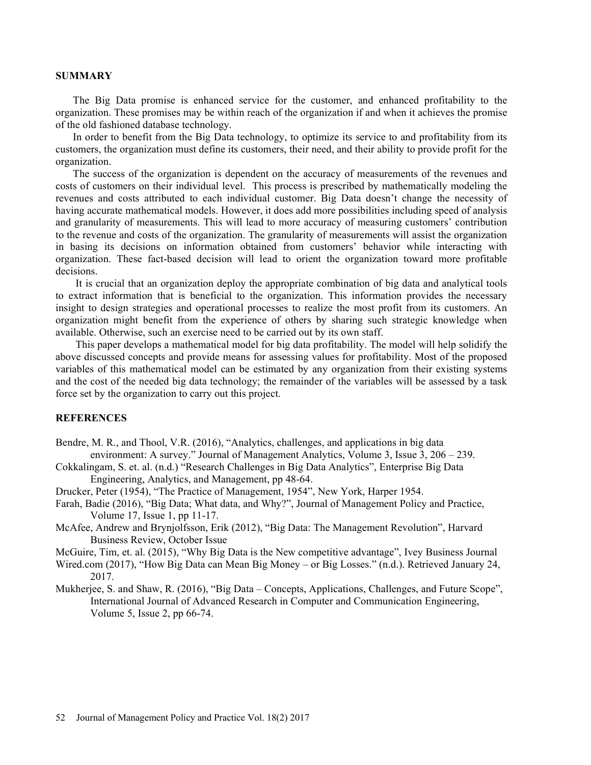## SUMMARY

The Big Data promise is enhanced service for the customer, and enhanced profitability to the organization. These promises may be within reach of the organization if and when it achieves the promise of the old fashioned database technology.

In order to benefit from the Big Data technology, to optimize its service to and profitability from its customers, the organization must define its customers, their need, and their ability to provide profit for the organization.

The success of the organization is dependent on the accuracy of measurements of the revenues and costs of customers on their individual level. This process is prescribed by mathematically modeling the revenues and costs attributed to each individual customer. Big Data doesn't change the necessity of having accurate mathematical models. However, it does add more possibilities including speed of analysis and granularity of measurements. This will lead to more accuracy of measuring customers' contribution to the revenue and costs of the organization. The granularity of measurements will assist the organization in basing its decisions on information obtained from customers' behavior while interacting with organization. These fact-based decision will lead to orient the organization toward more profitable decisions.

It is crucial that an organization deploy the appropriate combination of big data and analytical tools to extract information that is beneficial to the organization. This information provides the necessary insight to design strategies and operational processes to realize the most profit from its customers. An organization might benefit from the experience of others by sharing such strategic knowledge when available. Otherwise, such an exercise need to be carried out by its own staff.

This paper develops a mathematical model for big data profitability. The model will help solidify the above discussed concepts and provide means for assessing values for profitability. Most of the proposed variables of this mathematical model can be estimated by any organization from their existing systems and the cost of the needed big data technology; the remainder of the variables will be assessed by a task force set by the organization to carry out this project.

## REFERENCES

Bendre, M. R., and Thool, V.R. (2016), "Analytics, challenges, and applications in big data environment: A survey." Journal of Management Analytics, Volume 3, Issue 3, 206 – 239.

Cokkalingam, S. et. al. (n.d.) "Research Challenges in Big Data Analytics", Enterprise Big Data Engineering, Analytics, and Management, pp 48-64.

Drucker, Peter (1954), "The Practice of Management, 1954", New York, Harper 1954.

Farah, Badie (2016), "Big Data; What data, and Why?", Journal of Management Policy and Practice, Volume 17, Issue 1, pp 11-17.

McAfee, Andrew and Brynjolfsson, Erik (2012), "Big Data: The Management Revolution", Harvard Business Review, October Issue

McGuire, Tim, et. al. (2015), "Why Big Data is the New competitive advantage", Ivey Business Journal

Wired.com (2017), "How Big Data can Mean Big Money – or Big Losses." (n.d.). Retrieved January 24, 2017.

Mukherjee, S. and Shaw, R. (2016), "Big Data – Concepts, Applications, Challenges, and Future Scope", International Journal of Advanced Research in Computer and Communication Engineering, Volume 5, Issue 2, pp 66-74.